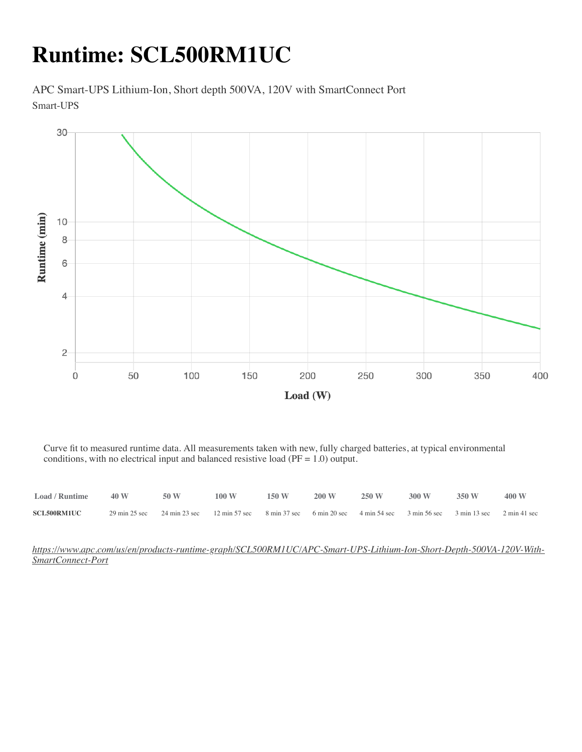# Runtime: SCL500RM1UC

APC Smart-UPS Lithium-Ion, Short depth 500VA, 120V with SmartConnect Port

Smart-UPS

Curve fit to measured runtime data. All measurements taken with new, fully charged batteries, at typical environmental conditions, with no electrical input and balanced resistive load (PF = 1.0) output.

| Load / Runtime | 40 W | 50 W | 100 W | 150 W | 200 W | 250 W | 300 W | 350 W | 400 W |
|---|---|---|---|---|---|---|---|---|---|
| SCL500RM1UC | 29 min 25 sec | 24 min 23 sec | 12 min 57 sec | 8 min 37 sec | 6 min 20 sec | 4 min 54 sec | 3 min 56 sec | 3 min 13 sec | 2 min 41 sec |

*https://www.apc.com/us/en/products-runtime-graph/SCL500RM1UC/APC-Smart-UPS-Lithium-Ion-Short-Depth-500VA-120V-With-SmartConnect-Port*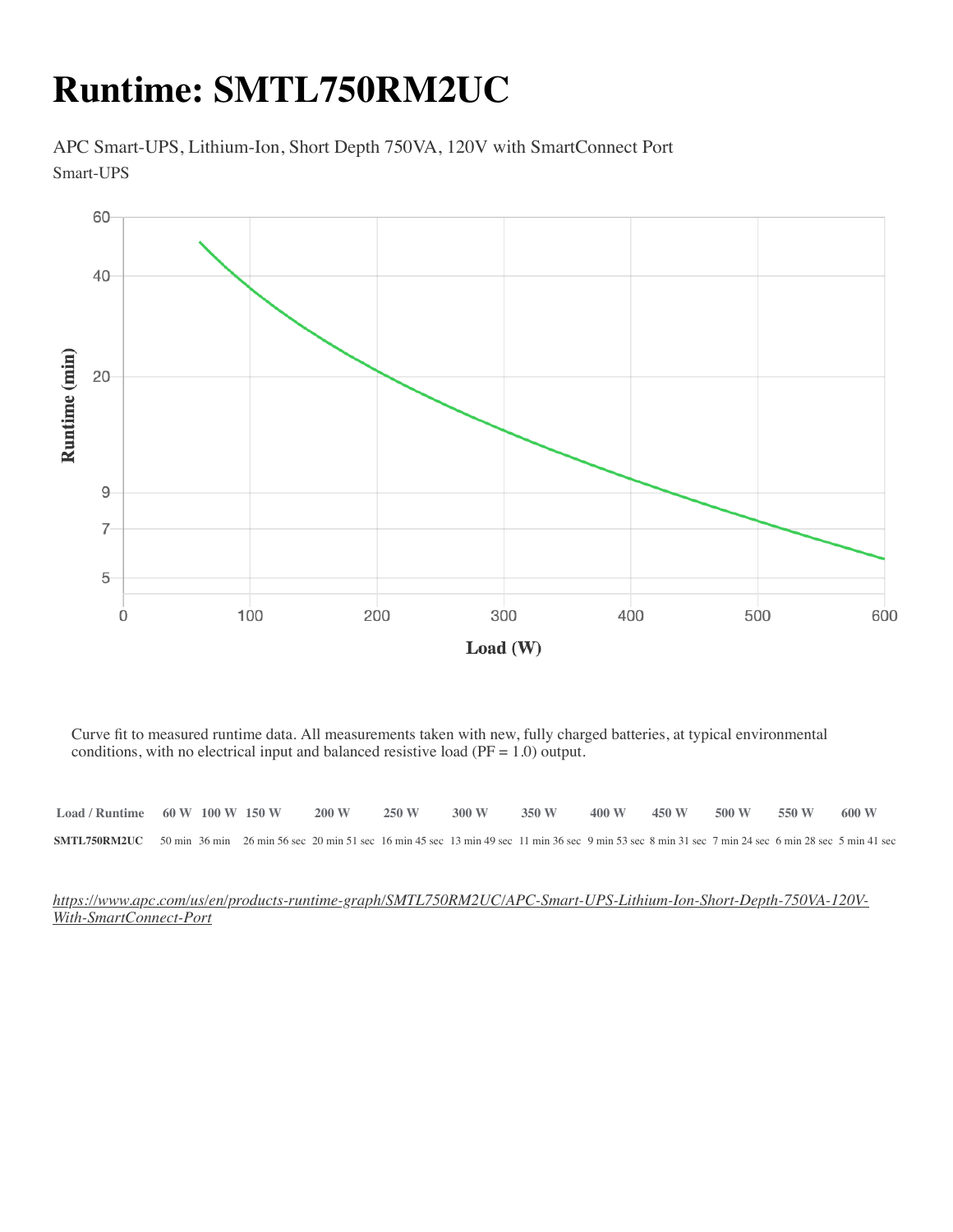# Runtime: SMTL750RM2UC

APC Smart-UPS, Lithium-Ion, Short Depth 750VA, 120V with SmartConnect Port

Smart-UPS

Curve fit to measured runtime data. All measurements taken with new, fully charged batteries, at typical environmental conditions, with no electrical input and balanced resistive load (PF = 1.0) output.

| Load / Runtime | 60 W | 100 W | 150 W | 200 W | 250 W | 300 W | 350 W | 400 W | 450 W | 500 W | 550 W | 600 W |
|---|---|---|---|---|---|---|---|---|---|---|---|---|
| SMTL750RM2UC | 50 min | 36 min | 26 min 56 sec | 20 min 51 sec | 16 min 45 sec | 13 min 49 sec | 11 min 36 sec | 9 min 53 sec | 8 min 31 sec | 7 min 24 sec | 6 min 28 sec | 5 min 41 sec |

*https://www.apc.com/us/en/products-runtime-graph/SMTL750RM2UC/APC-Smart-UPS-Lithium-Ion-Short-Depth-750VA-120V-With-SmartConnect-Port*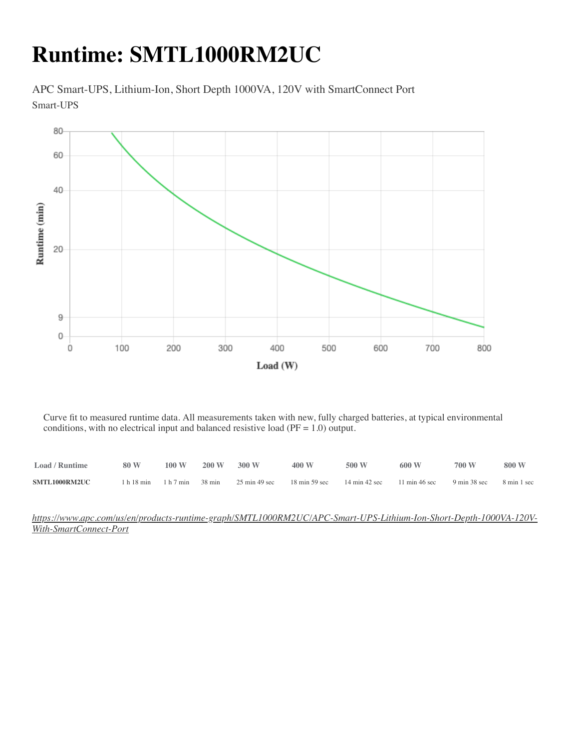# Runtime: SMTL1000RM2UC

APC Smart-UPS, Lithium-Ion, Short Depth 1000VA, 120V with SmartConnect Port

Smart-UPS

Curve fit to measured runtime data. All measurements taken with new, fully charged batteries, at typical environmental conditions, with no electrical input and balanced resistive load (PF = 1.0) output.

| Load / Runtime | 80 W | 100 W | 200 W | 300 W | 400 W | 500 W | 600 W | 700 W | 800 W |
|---|---|---|---|---|---|---|---|---|---|
| **SMTL1000RM2UC** | 1 h 18 min | 1 h 7 min | 38 min | 25 min 49 sec | 18 min 59 sec | 14 min 42 sec | 11 min 46 sec | 9 min 38 sec | 8 min 1 sec |

*https://www.apc.com/us/en/products-runtime-graph/SMTL1000RM2UC/APC-Smart-UPS-Lithium-Ion-Short-Depth-1000VA-120V-With-SmartConnect-Port*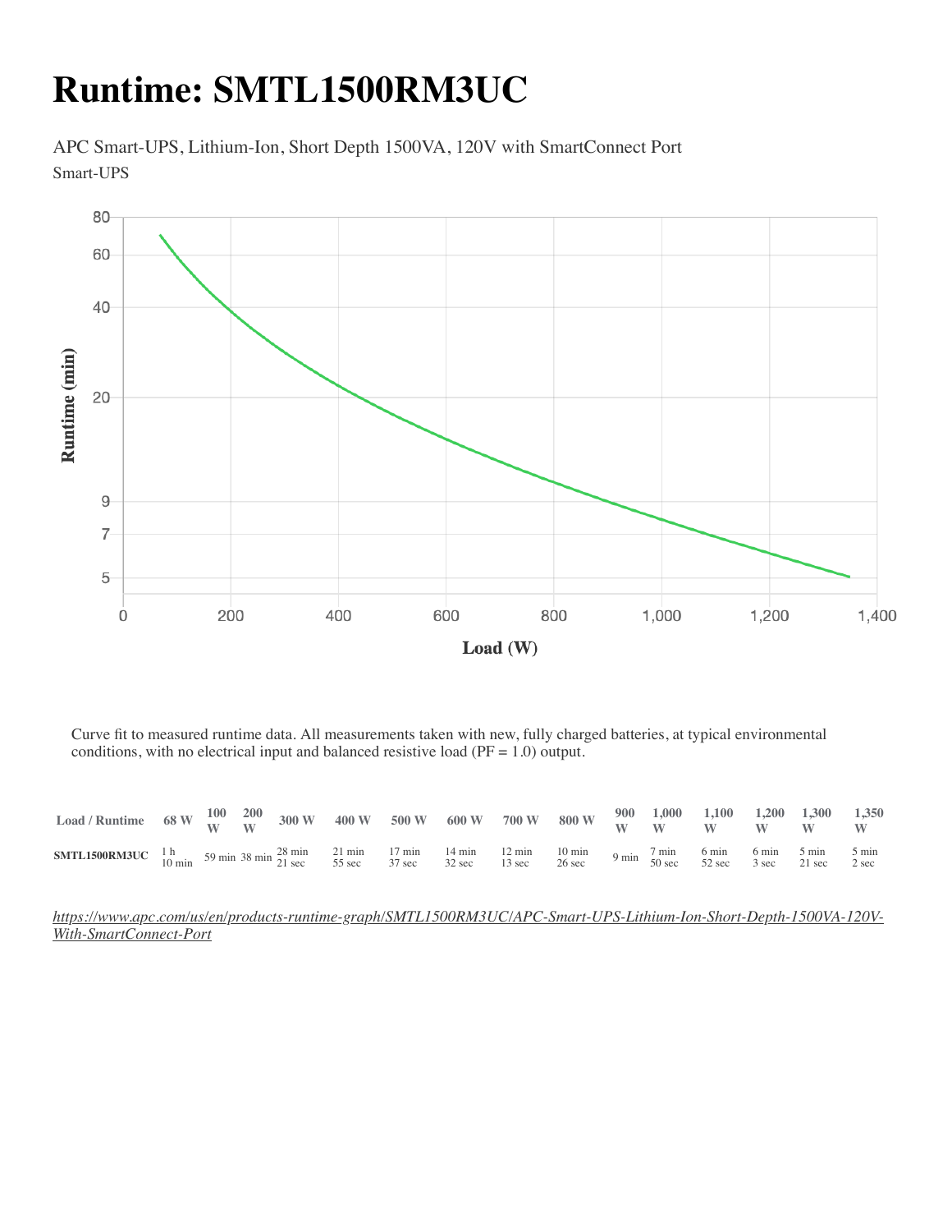# Runtime: SMTL1500RM3UC

APC Smart-UPS, Lithium-Ion, Short Depth 1500VA, 120V with SmartConnect Port

Smart-UPS

Curve fit to measured runtime data. All measurements taken with new, fully charged batteries, at typical environmental conditions, with no electrical input and balanced resistive load (PF = 1.0) output.

| Load / Runtime | 68 W | 100 W | 200 W | 300 W | 400 W | 500 W | 600 W | 700 W | 800 W | 900 W | 1,000 W | 1,100 W | 1,200 W | 1,300 W | 1,350 W |
|---|---|---|---|---|---|---|---|---|---|---|---|---|---|---|---|
| SMTL1500RM3UC | 1 h 10 min | 59 min | 38 min | 28 min 21 sec | 21 min 55 sec | 17 min 37 sec | 14 min 32 sec | 12 min 13 sec | 10 min 26 sec | 9 min | 7 min 50 sec | 6 min 52 sec | 6 min 3 sec | 5 min 21 sec | 5 min 2 sec |

*https://www.apc.com/us/en/products-runtime-graph/SMTL1500RM3UC/APC-Smart-UPS-Lithium-Ion-Short-Depth-1500VA-120V-With-SmartConnect-Port*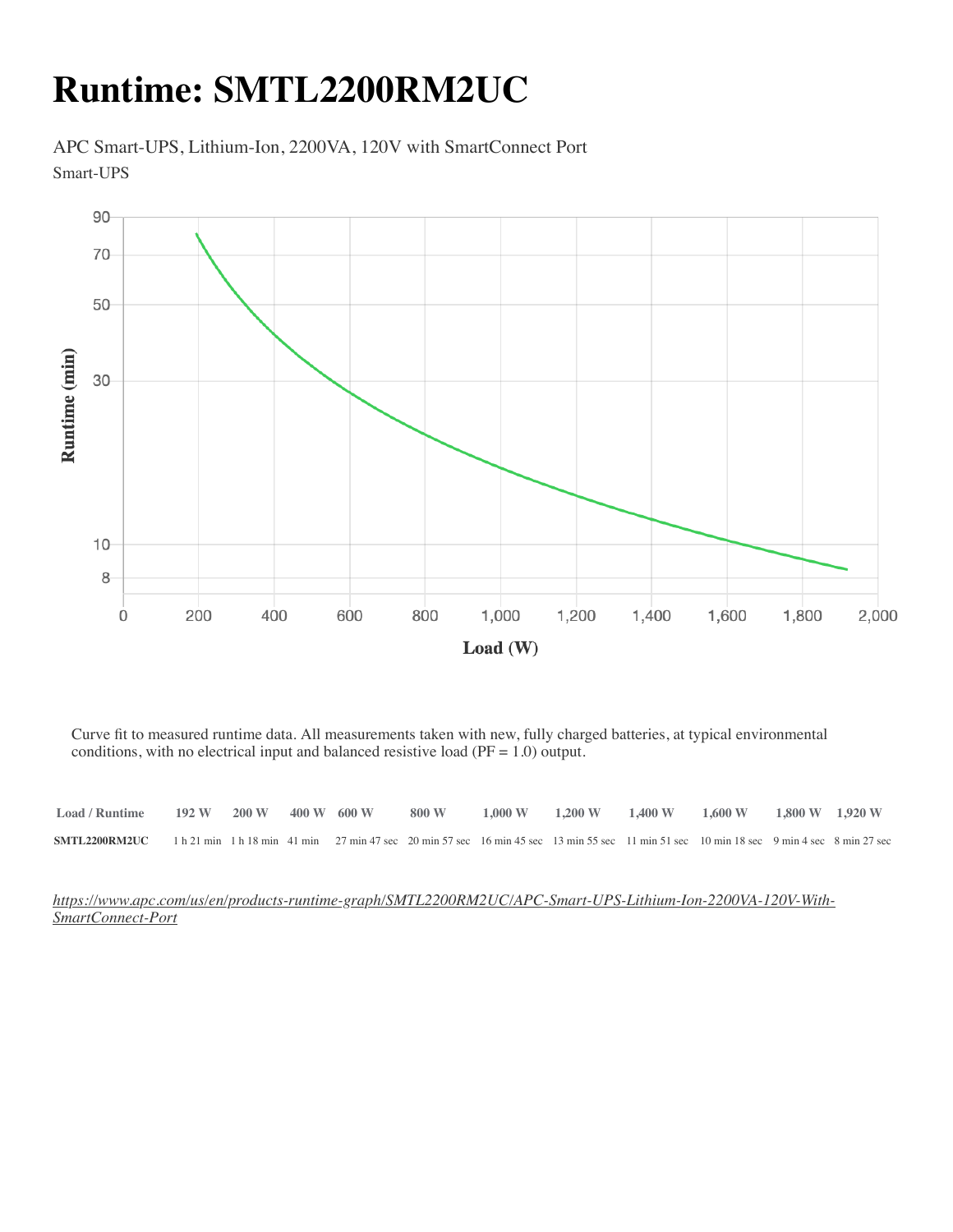# Runtime: SMTL2200RM2UC

APC Smart-UPS, Lithium-Ion, 2200VA, 120V with SmartConnect Port

Smart-UPS

Curve fit to measured runtime data. All measurements taken with new, fully charged batteries, at typical environmental conditions, with no electrical input and balanced resistive load (PF = 1.0) output.

| Load / Runtime | 192 W | 200 W | 400 W | 600 W | 800 W | 1,000 W | 1,200 W | 1,400 W | 1,600 W | 1,800 W | 1,920 W |
|---|---|---|---|---|---|---|---|---|---|---|---|
| SMTL2200RM2UC | 1 h 21 min | 1 h 18 min | 41 min | 27 min 47 sec | 20 min 57 sec | 16 min 45 sec | 13 min 55 sec | 11 min 51 sec | 10 min 18 sec | 9 min 4 sec | 8 min 27 sec |

*https://www.apc.com/us/en/products-runtime-graph/SMTL2200RM2UC/APC-Smart-UPS-Lithium-Ion-2200VA-120V-With-SmartConnect-Port*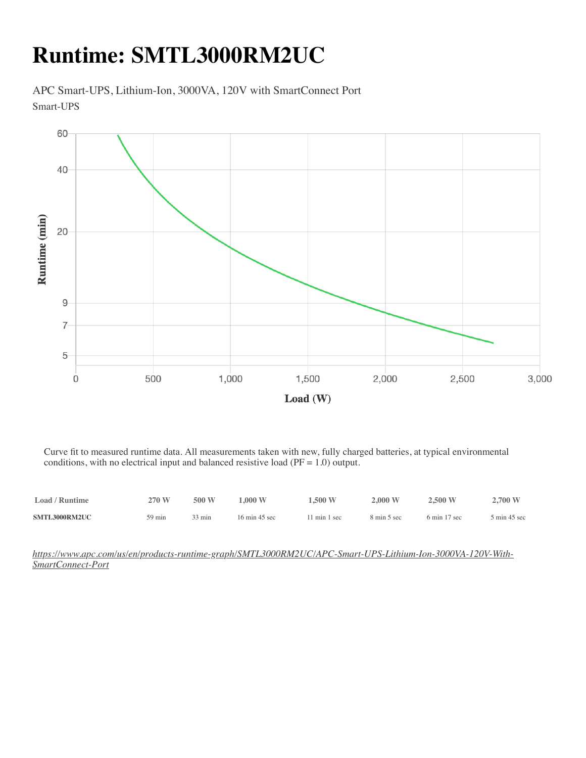# Runtime: SMTL3000RM2UC

APC Smart-UPS, Lithium-Ion, 3000VA, 120V with SmartConnect Port

Smart-UPS

Runtime (min)

60
40
20
9
7
5

0
500
1,000
1,500
2,000
2,500
3,000

Load (W)

Curve fit to measured runtime data. All measurements taken with new, fully charged batteries, at typical environmental conditions, with no electrical input and balanced resistive load (PF = 1.0) output.

| Load / Runtime | 270 W | 500 W | 1,000 W | 1,500 W | 2,000 W | 2,500 W | 2,700 W |
|---|---|---|---|---|---|---|---|
| SMTL3000RM2UC | 59 min | 33 min | 16 min 45 sec | 11 min 1 sec | 8 min 5 sec | 6 min 17 sec | 5 min 45 sec |

*https://www.apc.com/us/en/products-runtime-graph/SMTL3000RM2UC/APC-Smart-UPS-Lithium-Ion-3000VA-120V-With-SmartConnect-Port*